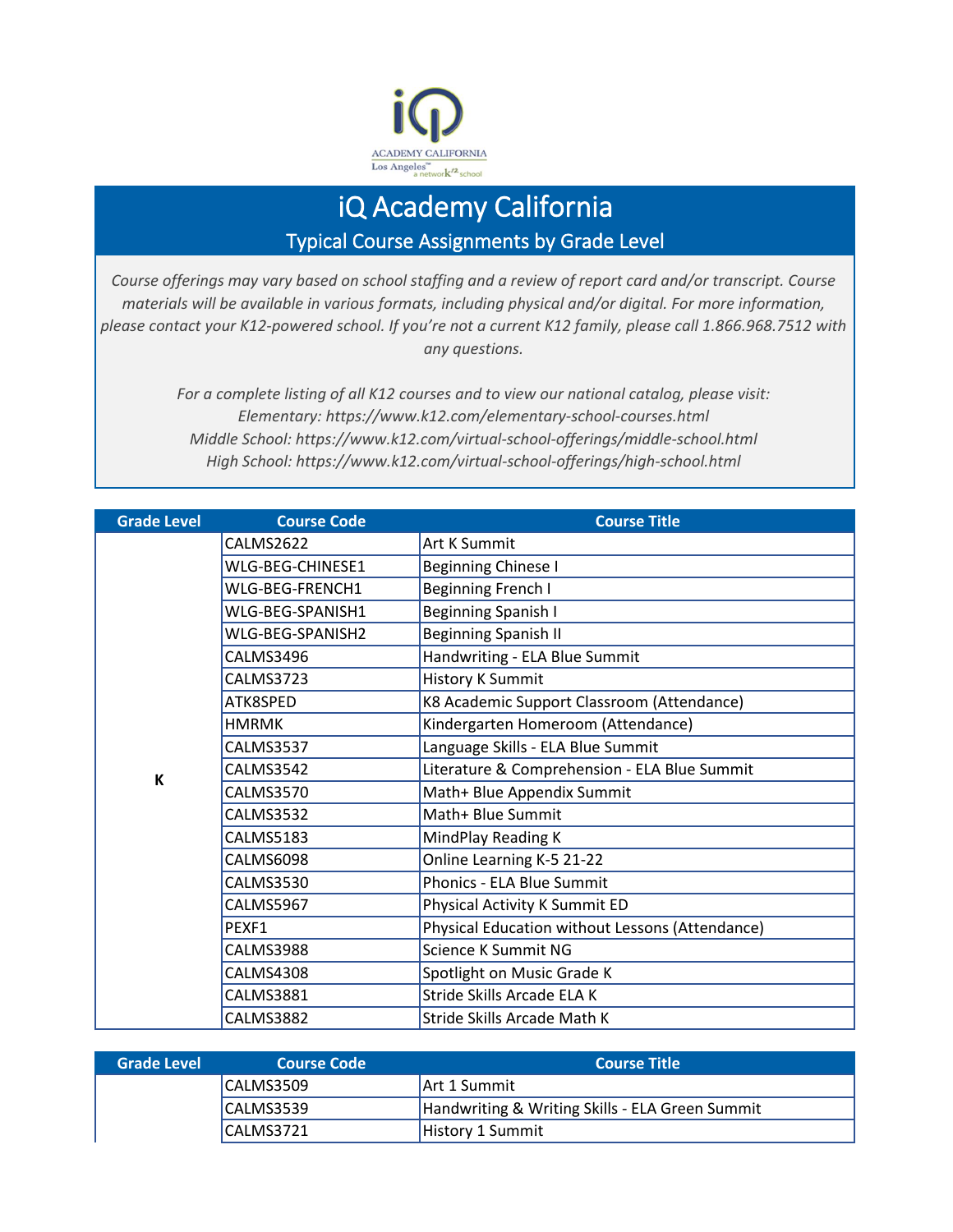# iQ Academy California

## Typical Course Assignments by Grade Level

*Course offerings may vary based on school staffing and a review of report card and/or transcript. Course materials will be available in various formats, including physical and/or digital. For more information, please contact your K12-powered school. If you're not a current K12 family, please call 1.866.968.7512 with any questions.*

*For a complete listing of all K12 courses and to view our national catalog, please visit:*
*Elementary: https://www.k12.com/elementary-school-courses.html*
*Middle School: https://www.k12.com/virtual-school-offerings/middle-school.html*
*High School: https://www.k12.com/virtual-school-offerings/high-school.html*

| Grade Level | Course Code | Course Title |
|---|---|---|
| K | CALMS2622 | Art K Summit |
| | WLG-BEG-CHINESE1 | Beginning Chinese I |
| | WLG-BEG-FRENCH1 | Beginning French I |
| | WLG-BEG-SPANISH1 | Beginning Spanish I |
| | WLG-BEG-SPANISH2 | Beginning Spanish II |
| | CALMS3496 | Handwriting - ELA Blue Summit |
| | CALMS3723 | History K Summit |
| | ATK8SPED | K8 Academic Support Classroom (Attendance) |
| | HMRMK | Kindergarten Homeroom (Attendance) |
| | CALMS3537 | Language Skills - ELA Blue Summit |
| | CALMS3542 | Literature & Comprehension - ELA Blue Summit |
| | CALMS3570 | Math+ Blue Appendix Summit |
| | CALMS3532 | Math+ Blue Summit |
| | CALMS5183 | MindPlay Reading K |
| | CALMS6098 | Online Learning K-5 21-22 |
| | CALMS3530 | Phonics - ELA Blue Summit |
| | CALMS5967 | Physical Activity K Summit ED |
| | PEXF1 | Physical Education without Lessons (Attendance) |
| | CALMS3988 | Science K Summit NG |
| | CALMS4308 | Spotlight on Music Grade K |
| | CALMS3881 | Stride Skills Arcade ELA K |
| | CALMS3882 | Stride Skills Arcade Math K |

| Grade Level | Course Code | Course Title |
|---|---|---|
| | CALMS3509 | Art 1 Summit |
| | CALMS3539 | Handwriting & Writing Skills - ELA Green Summit |
| | CALMS3721 | History 1 Summit |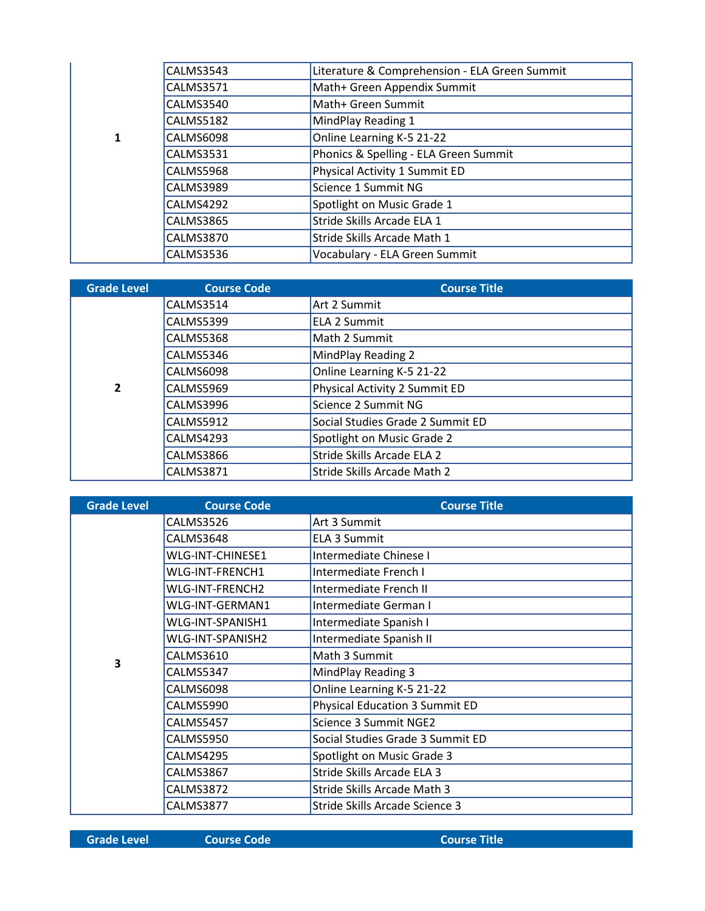| Grade Level | Course Code | Course Title |
|---|---|---|
| 1 | CALMS3543 | Literature & Comprehension - ELA Green Summit |
| | CALMS3571 | Math+ Green Appendix Summit |
| | CALMS3540 | Math+ Green Summit |
| | CALMS5182 | MindPlay Reading 1 |
| | CALMS6098 | Online Learning K-5 21-22 |
| | CALMS3531 | Phonics & Spelling - ELA Green Summit |
| | CALMS5968 | Physical Activity 1 Summit ED |
| | CALMS3989 | Science 1 Summit NG |
| | CALMS4292 | Spotlight on Music Grade 1 |
| | CALMS3865 | Stride Skills Arcade ELA 1 |
| | CALMS3870 | Stride Skills Arcade Math 1 |
| | CALMS3536 | Vocabulary - ELA Green Summit |

| Grade Level | Course Code | Course Title |
|---|---|---|
| 2 | CALMS3514 | Art 2 Summit |
| | CALMS5399 | ELA 2 Summit |
| | CALMS5368 | Math 2 Summit |
| | CALMS5346 | MindPlay Reading 2 |
| | CALMS6098 | Online Learning K-5 21-22 |
| | CALMS5969 | Physical Activity 2 Summit ED |
| | CALMS3996 | Science 2 Summit NG |
| | CALMS5912 | Social Studies Grade 2 Summit ED |
| | CALMS4293 | Spotlight on Music Grade 2 |
| | CALMS3866 | Stride Skills Arcade ELA 2 |
| | CALMS3871 | Stride Skills Arcade Math 2 |

| Grade Level | Course Code | Course Title |
|---|---|---|
| 3 | CALMS3526 | Art 3 Summit |
| | CALMS3648 | ELA 3 Summit |
| | WLG-INT-CHINESE1 | Intermediate Chinese I |
| | WLG-INT-FRENCH1 | Intermediate French I |
| | WLG-INT-FRENCH2 | Intermediate French II |
| | WLG-INT-GERMAN1 | Intermediate German I |
| | WLG-INT-SPANISH1 | Intermediate Spanish I |
| | WLG-INT-SPANISH2 | Intermediate Spanish II |
| | CALMS3610 | Math 3 Summit |
| | CALMS5347 | MindPlay Reading 3 |
| | CALMS6098 | Online Learning K-5 21-22 |
| | CALMS5990 | Physical Education 3 Summit ED |
| | CALMS5457 | Science 3 Summit NGE2 |
| | CALMS5950 | Social Studies Grade 3 Summit ED |
| | CALMS4295 | Spotlight on Music Grade 3 |
| | CALMS3867 | Stride Skills Arcade ELA 3 |
| | CALMS3872 | Stride Skills Arcade Math 3 |
| | CALMS3877 | Stride Skills Arcade Science 3 |

| Grade Level | Course Code | Course Title |
|---|---|---|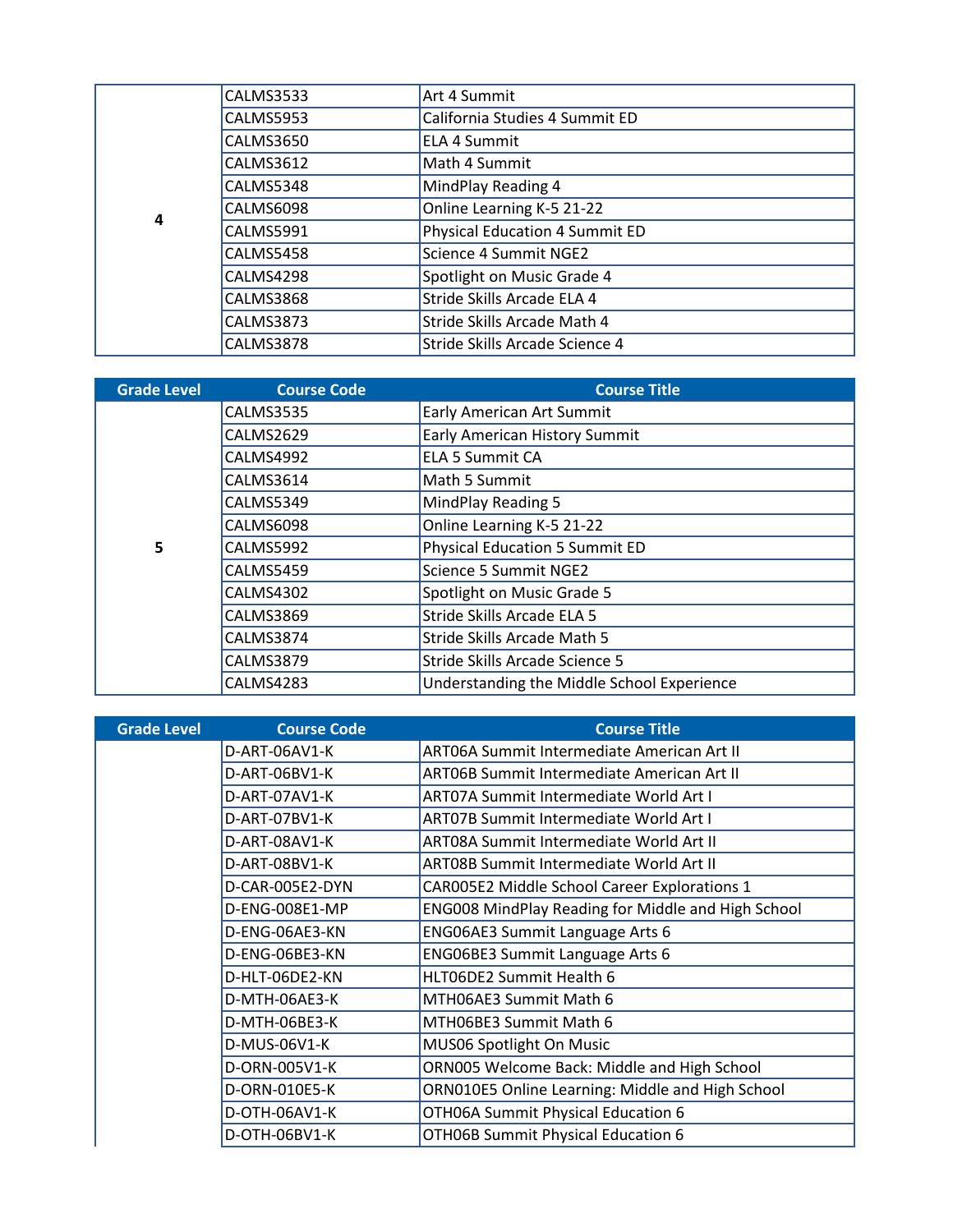| Grade Level | Course Code | Course Title |
| --- | --- | --- |
| 4 | CALMS3533 | Art 4 Summit |
| | CALMS5953 | California Studies 4 Summit ED |
| | CALMS3650 | ELA 4 Summit |
| | CALMS3612 | Math 4 Summit |
| | CALMS5348 | MindPlay Reading 4 |
| | CALMS6098 | Online Learning K-5 21-22 |
| | CALMS5991 | Physical Education 4 Summit ED |
| | CALMS5458 | Science 4 Summit NGE2 |
| | CALMS4298 | Spotlight on Music Grade 4 |
| | CALMS3868 | Stride Skills Arcade ELA 4 |
| | CALMS3873 | Stride Skills Arcade Math 4 |
| | CALMS3878 | Stride Skills Arcade Science 4 |

| Grade Level | Course Code | Course Title |
| --- | --- | --- |
| 5 | CALMS3535 | Early American Art Summit |
| | CALMS2629 | Early American History Summit |
| | CALMS4992 | ELA 5 Summit CA |
| | CALMS3614 | Math 5 Summit |
| | CALMS5349 | MindPlay Reading 5 |
| | CALMS6098 | Online Learning K-5 21-22 |
| | CALMS5992 | Physical Education 5 Summit ED |
| | CALMS5459 | Science 5 Summit NGE2 |
| | CALMS4302 | Spotlight on Music Grade 5 |
| | CALMS3869 | Stride Skills Arcade ELA 5 |
| | CALMS3874 | Stride Skills Arcade Math 5 |
| | CALMS3879 | Stride Skills Arcade Science 5 |
| | CALMS4283 | Understanding the Middle School Experience |

| Grade Level | Course Code | Course Title |
| --- | --- | --- |
| | D-ART-06AV1-K | ART06A Summit Intermediate American Art II |
| | D-ART-06BV1-K | ART06B Summit Intermediate American Art II |
| | D-ART-07AV1-K | ART07A Summit Intermediate World Art I |
| | D-ART-07BV1-K | ART07B Summit Intermediate World Art I |
| | D-ART-08AV1-K | ART08A Summit Intermediate World Art II |
| | D-ART-08BV1-K | ART08B Summit Intermediate World Art II |
| | D-CAR-005E2-DYN | CAR005E2 Middle School Career Explorations 1 |
| | D-ENG-008E1-MP | ENG008 MindPlay Reading for Middle and High School |
| | D-ENG-06AE3-KN | ENG06AE3 Summit Language Arts 6 |
| | D-ENG-06BE3-KN | ENG06BE3 Summit Language Arts 6 |
| | D-HLT-06DE2-KN | HLT06DE2 Summit Health 6 |
| | D-MTH-06AE3-K | MTH06AE3 Summit Math 6 |
| | D-MTH-06BE3-K | MTH06BE3 Summit Math 6 |
| | D-MUS-06V1-K | MUS06 Spotlight On Music |
| | D-ORN-005V1-K | ORN005 Welcome Back: Middle and High School |
| | D-ORN-010E5-K | ORN010E5 Online Learning: Middle and High School |
| | D-OTH-06AV1-K | OTH06A Summit Physical Education 6 |
| | D-OTH-06BV1-K | OTH06B Summit Physical Education 6 |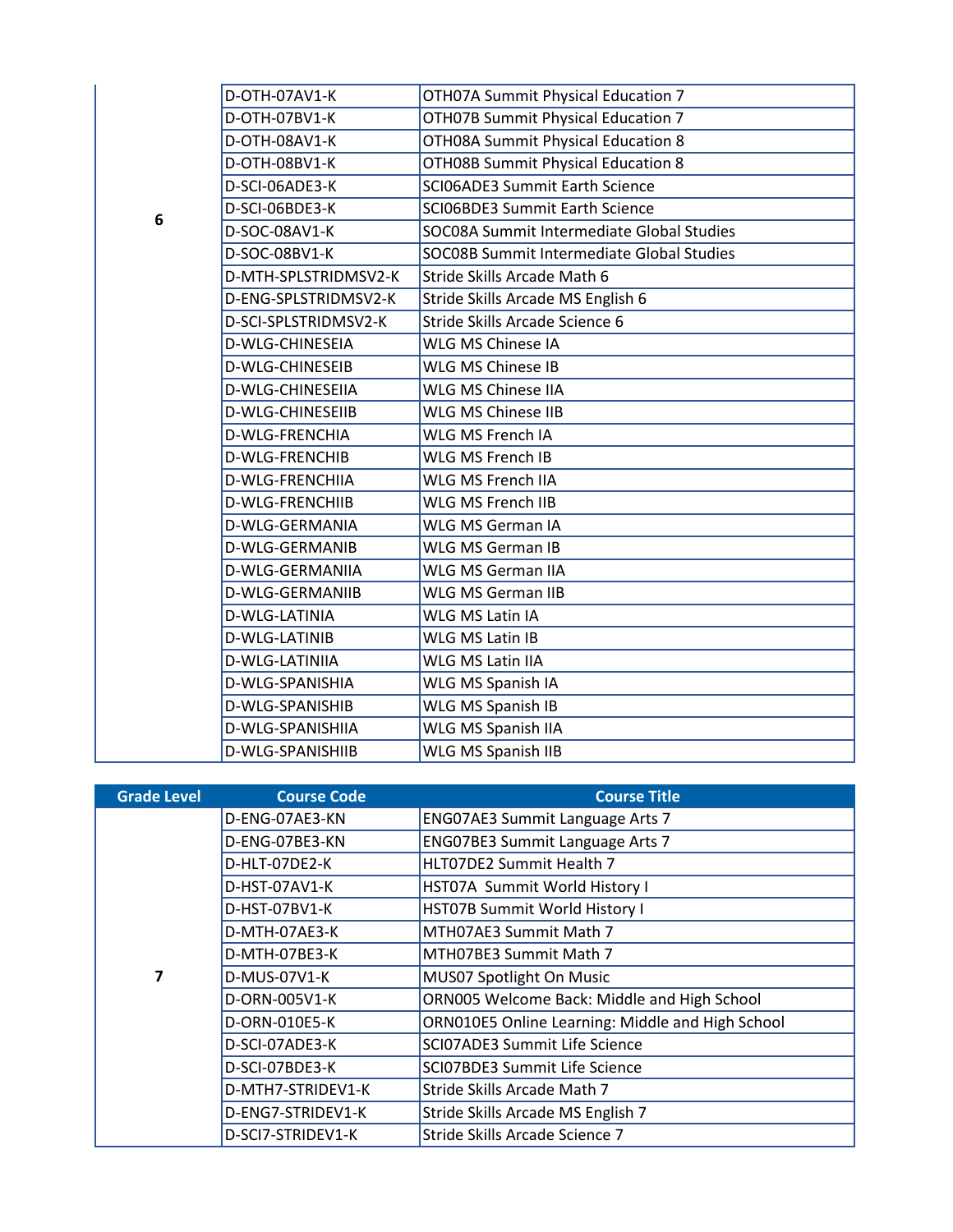| Grade Level | Course Code | Course Title |
|---|---|---|
| 6 | D-OTH-07AV1-K | OTH07A Summit Physical Education 7 |
| | D-OTH-07BV1-K | OTH07B Summit Physical Education 7 |
| | D-OTH-08AV1-K | OTH08A Summit Physical Education 8 |
| | D-OTH-08BV1-K | OTH08B Summit Physical Education 8 |
| | D-SCI-06ADE3-K | SCI06ADE3 Summit Earth Science |
| | D-SCI-06BDE3-K | SCI06BDE3 Summit Earth Science |
| | D-SOC-08AV1-K | SOC08A Summit Intermediate Global Studies |
| | D-SOC-08BV1-K | SOC08B Summit Intermediate Global Studies |
| | D-MTH-SPLSTRIDMSV2-K | Stride Skills Arcade Math 6 |
| | D-ENG-SPLSTRIDMSV2-K | Stride Skills Arcade MS English 6 |
| | D-SCI-SPLSTRIDMSV2-K | Stride Skills Arcade Science 6 |
| | D-WLG-CHINESEIA | WLG MS Chinese IA |
| | D-WLG-CHINESEIB | WLG MS Chinese IB |
| | D-WLG-CHINESEIIA | WLG MS Chinese IIA |
| | D-WLG-CHINESEIIB | WLG MS Chinese IIB |
| | D-WLG-FRENCHIA | WLG MS French IA |
| | D-WLG-FRENCHIB | WLG MS French IB |
| | D-WLG-FRENCHIIA | WLG MS French IIA |
| | D-WLG-FRENCHIIB | WLG MS French IIB |
| | D-WLG-GERMANIA | WLG MS German IA |
| | D-WLG-GERMANIB | WLG MS German IB |
| | D-WLG-GERMANIIA | WLG MS German IIA |
| | D-WLG-GERMANIIB | WLG MS German IIB |
| | D-WLG-LATINIA | WLG MS Latin IA |
| | D-WLG-LATINIB | WLG MS Latin IB |
| | D-WLG-LATINIIA | WLG MS Latin IIA |
| | D-WLG-SPANISHIA | WLG MS Spanish IA |
| | D-WLG-SPANISHIB | WLG MS Spanish IB |
| | D-WLG-SPANISHIIA | WLG MS Spanish IIA |
| | D-WLG-SPANISHIIB | WLG MS Spanish IIB |

| Grade Level | Course Code | Course Title |
|---|---|---|
| 7 | D-ENG-07AE3-KN | ENG07AE3 Summit Language Arts 7 |
| | D-ENG-07BE3-KN | ENG07BE3 Summit Language Arts 7 |
| | D-HLT-07DE2-K | HLT07DE2 Summit Health 7 |
| | D-HST-07AV1-K | HST07A Summit World History I |
| | D-HST-07BV1-K | HST07B Summit World History I |
| | D-MTH-07AE3-K | MTH07AE3 Summit Math 7 |
| | D-MTH-07BE3-K | MTH07BE3 Summit Math 7 |
| | D-MUS-07V1-K | MUS07 Spotlight On Music |
| | D-ORN-005V1-K | ORN005 Welcome Back: Middle and High School |
| | D-ORN-010E5-K | ORN010E5 Online Learning: Middle and High School |
| | D-SCI-07ADE3-K | SCI07ADE3 Summit Life Science |
| | D-SCI-07BDE3-K | SCI07BDE3 Summit Life Science |
| | D-MTH7-STRIDEV1-K | Stride Skills Arcade Math 7 |
| | D-ENG7-STRIDEV1-K | Stride Skills Arcade MS English 7 |
| | D-SCI7-STRIDEV1-K | Stride Skills Arcade Science 7 |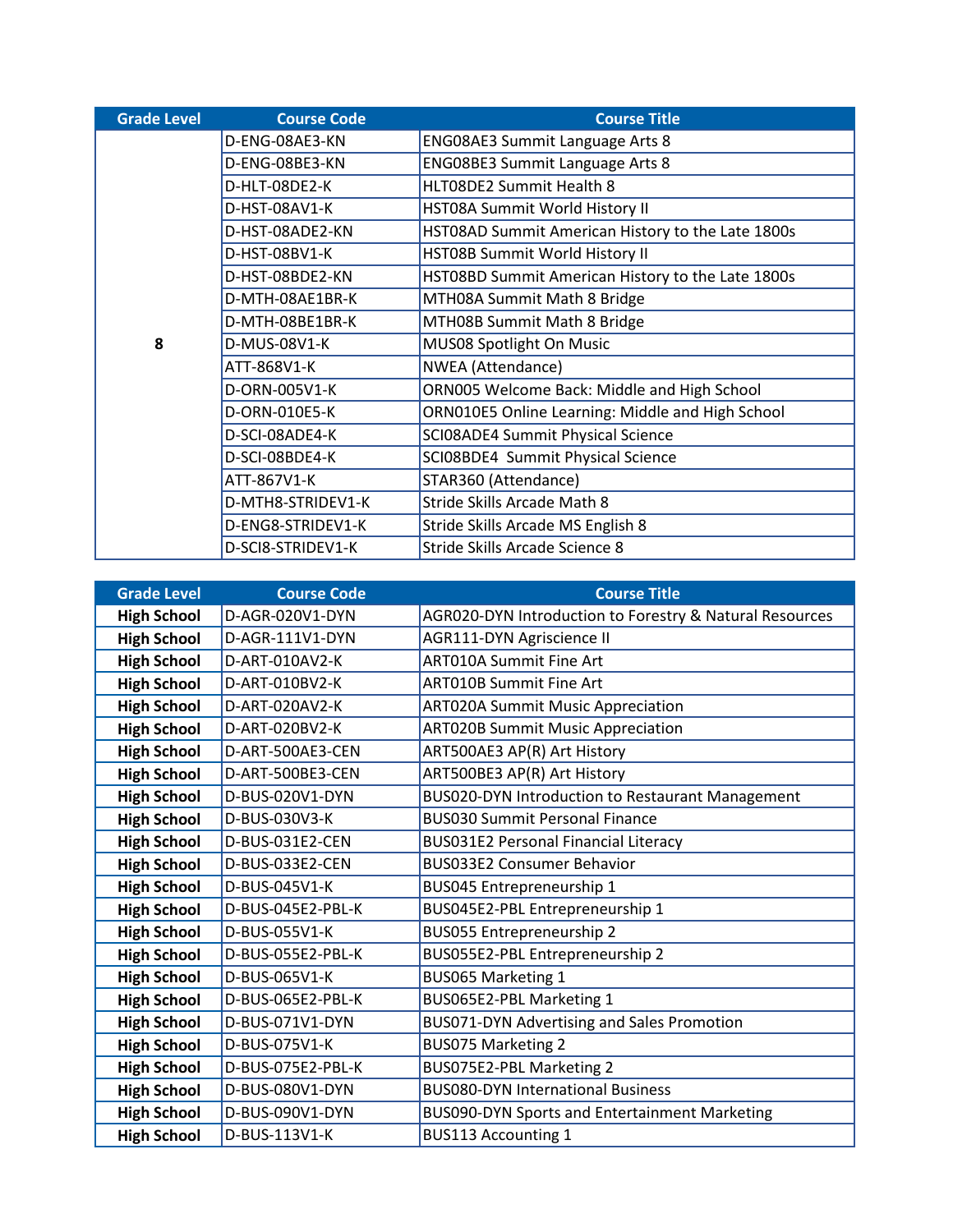| Grade Level | Course Code | Course Title |
|---|---|---|
| 8 | D-ENG-08AE3-KN | ENG08AE3 Summit Language Arts 8 |
| | D-ENG-08BE3-KN | ENG08BE3 Summit Language Arts 8 |
| | D-HLT-08DE2-K | HLT08DE2 Summit Health 8 |
| | D-HST-08AV1-K | HST08A Summit World History II |
| | D-HST-08ADE2-KN | HST08AD Summit American History to the Late 1800s |
| | D-HST-08BV1-K | HST08B Summit World History II |
| | D-HST-08BDE2-KN | HST08BD Summit American History to the Late 1800s |
| | D-MTH-08AE1BR-K | MTH08A Summit Math 8 Bridge |
| | D-MTH-08BE1BR-K | MTH08B Summit Math 8 Bridge |
| | D-MUS-08V1-K | MUS08 Spotlight On Music |
| | ATT-868V1-K | NWEA (Attendance) |
| | D-ORN-005V1-K | ORN005 Welcome Back: Middle and High School |
| | D-ORN-010E5-K | ORN010E5 Online Learning: Middle and High School |
| | D-SCI-08ADE4-K | SCI08ADE4 Summit Physical Science |
| | D-SCI-08BDE4-K | SCI08BDE4 Summit Physical Science |
| | ATT-867V1-K | STAR360 (Attendance) |
| | D-MTH8-STRIDEV1-K | Stride Skills Arcade Math 8 |
| | D-ENG8-STRIDEV1-K | Stride Skills Arcade MS English 8 |
| | D-SCI8-STRIDEV1-K | Stride Skills Arcade Science 8 |

| Grade Level | Course Code | Course Title |
|---|---|---|
| **High School** | D-AGR-020V1-DYN | AGR020-DYN Introduction to Forestry & Natural Resources |
| **High School** | D-AGR-111V1-DYN | AGR111-DYN Agriscience II |
| **High School** | D-ART-010AV2-K | ART010A Summit Fine Art |
| **High School** | D-ART-010BV2-K | ART010B Summit Fine Art |
| **High School** | D-ART-020AV2-K | ART020A Summit Music Appreciation |
| **High School** | D-ART-020BV2-K | ART020B Summit Music Appreciation |
| **High School** | D-ART-500AE3-CEN | ART500AE3 AP(R) Art History |
| **High School** | D-ART-500BE3-CEN | ART500BE3 AP(R) Art History |
| **High School** | D-BUS-020V1-DYN | BUS020-DYN Introduction to Restaurant Management |
| **High School** | D-BUS-030V3-K | BUS030 Summit Personal Finance |
| **High School** | D-BUS-031E2-CEN | BUS031E2 Personal Financial Literacy |
| **High School** | D-BUS-033E2-CEN | BUS033E2 Consumer Behavior |
| **High School** | D-BUS-045V1-K | BUS045 Entrepreneurship 1 |
| **High School** | D-BUS-045E2-PBL-K | BUS045E2-PBL Entrepreneurship 1 |
| **High School** | D-BUS-055V1-K | BUS055 Entrepreneurship 2 |
| **High School** | D-BUS-055E2-PBL-K | BUS055E2-PBL Entrepreneurship 2 |
| **High School** | D-BUS-065V1-K | BUS065 Marketing 1 |
| **High School** | D-BUS-065E2-PBL-K | BUS065E2-PBL Marketing 1 |
| **High School** | D-BUS-071V1-DYN | BUS071-DYN Advertising and Sales Promotion |
| **High School** | D-BUS-075V1-K | BUS075 Marketing 2 |
| **High School** | D-BUS-075E2-PBL-K | BUS075E2-PBL Marketing 2 |
| **High School** | D-BUS-080V1-DYN | BUS080-DYN International Business |
| **High School** | D-BUS-090V1-DYN | BUS090-DYN Sports and Entertainment Marketing |
| **High School** | D-BUS-113V1-K | BUS113 Accounting 1 |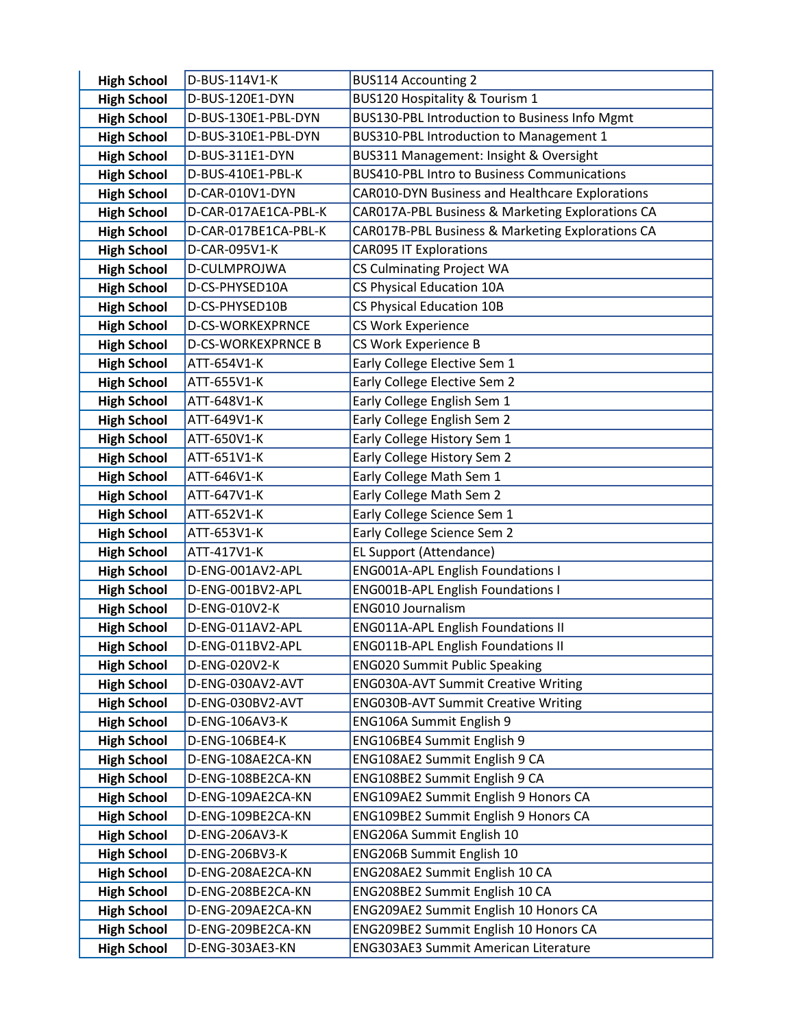| | | |
|---|---|---|
| **High School** | D-BUS-114V1-K | BUS114 Accounting 2 |
| **High School** | D-BUS-120E1-DYN | BUS120 Hospitality & Tourism 1 |
| **High School** | D-BUS-130E1-PBL-DYN | BUS130-PBL Introduction to Business Info Mgmt |
| **High School** | D-BUS-310E1-PBL-DYN | BUS310-PBL Introduction to Management 1 |
| **High School** | D-BUS-311E1-DYN | BUS311 Management: Insight & Oversight |
| **High School** | D-BUS-410E1-PBL-K | BUS410-PBL Intro to Business Communications |
| **High School** | D-CAR-010V1-DYN | CAR010-DYN Business and Healthcare Explorations |
| **High School** | D-CAR-017AE1CA-PBL-K | CAR017A-PBL Business & Marketing Explorations CA |
| **High School** | D-CAR-017BE1CA-PBL-K | CAR017B-PBL Business & Marketing Explorations CA |
| **High School** | D-CAR-095V1-K | CAR095 IT Explorations |
| **High School** | D-CULMPROJWA | CS Culminating Project WA |
| **High School** | D-CS-PHYSED10A | CS Physical Education 10A |
| **High School** | D-CS-PHYSED10B | CS Physical Education 10B |
| **High School** | D-CS-WORKEXPRNCE | CS Work Experience |
| **High School** | D-CS-WORKEXPRNCE B | CS Work Experience B |
| **High School** | ATT-654V1-K | Early College Elective Sem 1 |
| **High School** | ATT-655V1-K | Early College Elective Sem 2 |
| **High School** | ATT-648V1-K | Early College English Sem 1 |
| **High School** | ATT-649V1-K | Early College English Sem 2 |
| **High School** | ATT-650V1-K | Early College History Sem 1 |
| **High School** | ATT-651V1-K | Early College History Sem 2 |
| **High School** | ATT-646V1-K | Early College Math Sem 1 |
| **High School** | ATT-647V1-K | Early College Math Sem 2 |
| **High School** | ATT-652V1-K | Early College Science Sem 1 |
| **High School** | ATT-653V1-K | Early College Science Sem 2 |
| **High School** | ATT-417V1-K | EL Support (Attendance) |
| **High School** | D-ENG-001AV2-APL | ENG001A-APL English Foundations I |
| **High School** | D-ENG-001BV2-APL | ENG001B-APL English Foundations I |
| **High School** | D-ENG-010V2-K | ENG010 Journalism |
| **High School** | D-ENG-011AV2-APL | ENG011A-APL English Foundations II |
| **High School** | D-ENG-011BV2-APL | ENG011B-APL English Foundations II |
| **High School** | D-ENG-020V2-K | ENG020 Summit Public Speaking |
| **High School** | D-ENG-030AV2-AVT | ENG030A-AVT Summit Creative Writing |
| **High School** | D-ENG-030BV2-AVT | ENG030B-AVT Summit Creative Writing |
| **High School** | D-ENG-106AV3-K | ENG106A Summit English 9 |
| **High School** | D-ENG-106BE4-K | ENG106BE4 Summit English 9 |
| **High School** | D-ENG-108AE2CA-KN | ENG108AE2 Summit English 9 CA |
| **High School** | D-ENG-108BE2CA-KN | ENG108BE2 Summit English 9 CA |
| **High School** | D-ENG-109AE2CA-KN | ENG109AE2 Summit English 9 Honors CA |
| **High School** | D-ENG-109BE2CA-KN | ENG109BE2 Summit English 9 Honors CA |
| **High School** | D-ENG-206AV3-K | ENG206A Summit English 10 |
| **High School** | D-ENG-206BV3-K | ENG206B Summit English 10 |
| **High School** | D-ENG-208AE2CA-KN | ENG208AE2 Summit English 10 CA |
| **High School** | D-ENG-208BE2CA-KN | ENG208BE2 Summit English 10 CA |
| **High School** | D-ENG-209AE2CA-KN | ENG209AE2 Summit English 10 Honors CA |
| **High School** | D-ENG-209BE2CA-KN | ENG209BE2 Summit English 10 Honors CA |
| **High School** | D-ENG-303AE3-KN | ENG303AE3 Summit American Literature |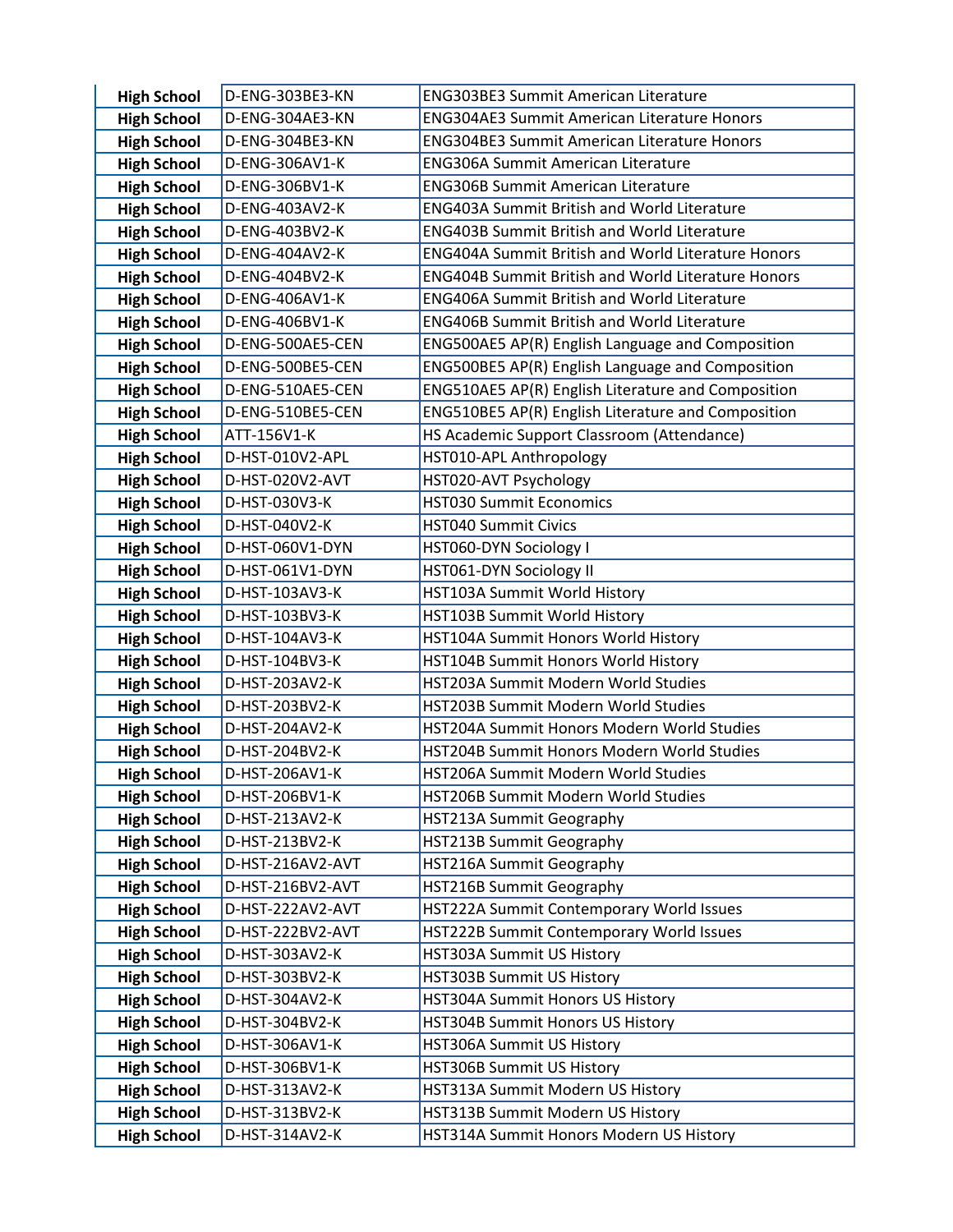| | | |
|---|---|---|
| **High School** | D-ENG-303BE3-KN | ENG303BE3 Summit American Literature |
| **High School** | D-ENG-304AE3-KN | ENG304AE3 Summit American Literature Honors |
| **High School** | D-ENG-304BE3-KN | ENG304BE3 Summit American Literature Honors |
| **High School** | D-ENG-306AV1-K | ENG306A Summit American Literature |
| **High School** | D-ENG-306BV1-K | ENG306B Summit American Literature |
| **High School** | D-ENG-403AV2-K | ENG403A Summit British and World Literature |
| **High School** | D-ENG-403BV2-K | ENG403B Summit British and World Literature |
| **High School** | D-ENG-404AV2-K | ENG404A Summit British and World Literature Honors |
| **High School** | D-ENG-404BV2-K | ENG404B Summit British and World Literature Honors |
| **High School** | D-ENG-406AV1-K | ENG406A Summit British and World Literature |
| **High School** | D-ENG-406BV1-K | ENG406B Summit British and World Literature |
| **High School** | D-ENG-500AE5-CEN | ENG500AE5 AP(R) English Language and Composition |
| **High School** | D-ENG-500BE5-CEN | ENG500BE5 AP(R) English Language and Composition |
| **High School** | D-ENG-510AE5-CEN | ENG510AE5 AP(R) English Literature and Composition |
| **High School** | D-ENG-510BE5-CEN | ENG510BE5 AP(R) English Literature and Composition |
| **High School** | ATT-156V1-K | HS Academic Support Classroom (Attendance) |
| **High School** | D-HST-010V2-APL | HST010-APL Anthropology |
| **High School** | D-HST-020V2-AVT | HST020-AVT Psychology |
| **High School** | D-HST-030V3-K | HST030 Summit Economics |
| **High School** | D-HST-040V2-K | HST040 Summit Civics |
| **High School** | D-HST-060V1-DYN | HST060-DYN Sociology I |
| **High School** | D-HST-061V1-DYN | HST061-DYN Sociology II |
| **High School** | D-HST-103AV3-K | HST103A Summit World History |
| **High School** | D-HST-103BV3-K | HST103B Summit World History |
| **High School** | D-HST-104AV3-K | HST104A Summit Honors World History |
| **High School** | D-HST-104BV3-K | HST104B Summit Honors World History |
| **High School** | D-HST-203AV2-K | HST203A Summit Modern World Studies |
| **High School** | D-HST-203BV2-K | HST203B Summit Modern World Studies |
| **High School** | D-HST-204AV2-K | HST204A Summit Honors Modern World Studies |
| **High School** | D-HST-204BV2-K | HST204B Summit Honors Modern World Studies |
| **High School** | D-HST-206AV1-K | HST206A Summit Modern World Studies |
| **High School** | D-HST-206BV1-K | HST206B Summit Modern World Studies |
| **High School** | D-HST-213AV2-K | HST213A Summit Geography |
| **High School** | D-HST-213BV2-K | HST213B Summit Geography |
| **High School** | D-HST-216AV2-AVT | HST216A Summit Geography |
| **High School** | D-HST-216BV2-AVT | HST216B Summit Geography |
| **High School** | D-HST-222AV2-AVT | HST222A Summit Contemporary World Issues |
| **High School** | D-HST-222BV2-AVT | HST222B Summit Contemporary World Issues |
| **High School** | D-HST-303AV2-K | HST303A Summit US History |
| **High School** | D-HST-303BV2-K | HST303B Summit US History |
| **High School** | D-HST-304AV2-K | HST304A Summit Honors US History |
| **High School** | D-HST-304BV2-K | HST304B Summit Honors US History |
| **High School** | D-HST-306AV1-K | HST306A Summit US History |
| **High School** | D-HST-306BV1-K | HST306B Summit US History |
| **High School** | D-HST-313AV2-K | HST313A Summit Modern US History |
| **High School** | D-HST-313BV2-K | HST313B Summit Modern US History |
| **High School** | D-HST-314AV2-K | HST314A Summit Honors Modern US History |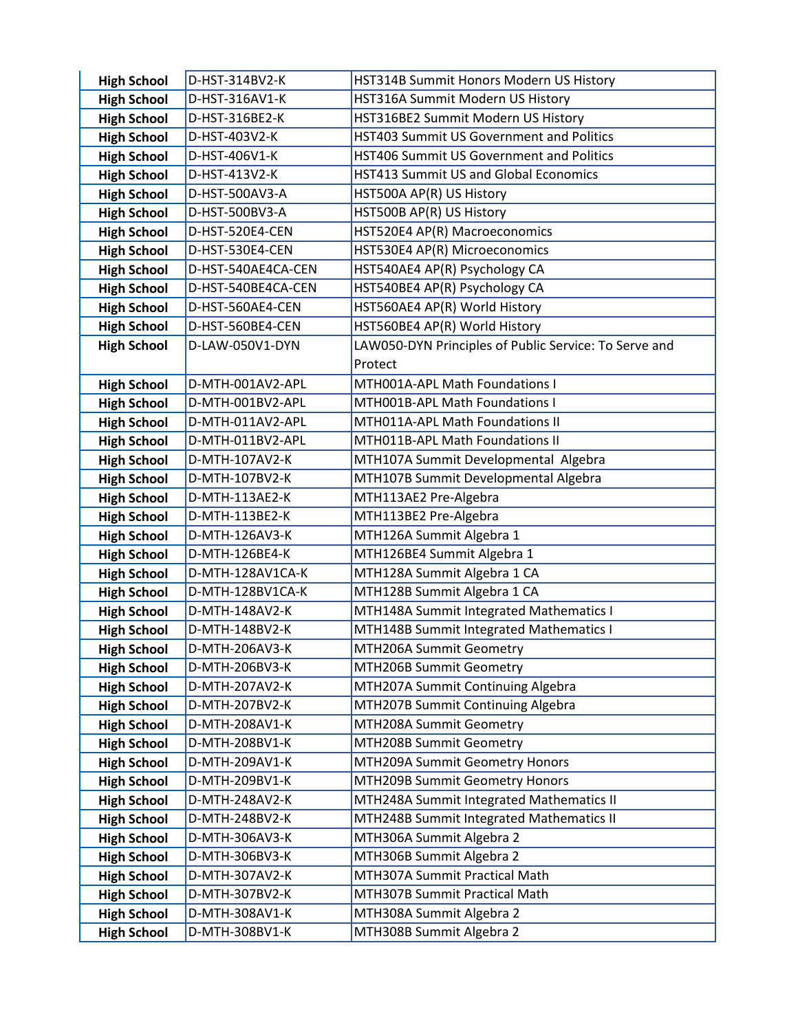| High School | D-HST-314BV2-K | HST314B Summit Honors Modern US History |
|---|---|---|
| **High School** | D-HST-316AV1-K | HST316A Summit Modern US History |
| **High School** | D-HST-316BE2-K | HST316BE2 Summit Modern US History |
| **High School** | D-HST-403V2-K | HST403 Summit US Government and Politics |
| **High School** | D-HST-406V1-K | HST406 Summit US Government and Politics |
| **High School** | D-HST-413V2-K | HST413 Summit US and Global Economics |
| **High School** | D-HST-500AV3-A | HST500A AP(R) US History |
| **High School** | D-HST-500BV3-A | HST500B AP(R) US History |
| **High School** | D-HST-520E4-CEN | HST520E4 AP(R) Macroeconomics |
| **High School** | D-HST-530E4-CEN | HST530E4 AP(R) Microeconomics |
| **High School** | D-HST-540AE4CA-CEN | HST540AE4 AP(R) Psychology CA |
| **High School** | D-HST-540BE4CA-CEN | HST540BE4 AP(R) Psychology CA |
| **High School** | D-HST-560AE4-CEN | HST560AE4 AP(R) World History |
| **High School** | D-HST-560BE4-CEN | HST560BE4 AP(R) World History |
| **High School** | D-LAW-050V1-DYN | LAW050-DYN Principles of Public Service: To Serve and Protect |
| **High School** | D-MTH-001AV2-APL | MTH001A-APL Math Foundations I |
| **High School** | D-MTH-001BV2-APL | MTH001B-APL Math Foundations I |
| **High School** | D-MTH-011AV2-APL | MTH011A-APL Math Foundations II |
| **High School** | D-MTH-011BV2-APL | MTH011B-APL Math Foundations II |
| **High School** | D-MTH-107AV2-K | MTH107A Summit Developmental Algebra |
| **High School** | D-MTH-107BV2-K | MTH107B Summit Developmental Algebra |
| **High School** | D-MTH-113AE2-K | MTH113AE2 Pre-Algebra |
| **High School** | D-MTH-113BE2-K | MTH113BE2 Pre-Algebra |
| **High School** | D-MTH-126AV3-K | MTH126A Summit Algebra 1 |
| **High School** | D-MTH-126BE4-K | MTH126BE4 Summit Algebra 1 |
| **High School** | D-MTH-128AV1CA-K | MTH128A Summit Algebra 1 CA |
| **High School** | D-MTH-128BV1CA-K | MTH128B Summit Algebra 1 CA |
| **High School** | D-MTH-148AV2-K | MTH148A Summit Integrated Mathematics I |
| **High School** | D-MTH-148BV2-K | MTH148B Summit Integrated Mathematics I |
| **High School** | D-MTH-206AV3-K | MTH206A Summit Geometry |
| **High School** | D-MTH-206BV3-K | MTH206B Summit Geometry |
| **High School** | D-MTH-207AV2-K | MTH207A Summit Continuing Algebra |
| **High School** | D-MTH-207BV2-K | MTH207B Summit Continuing Algebra |
| **High School** | D-MTH-208AV1-K | MTH208A Summit Geometry |
| **High School** | D-MTH-208BV1-K | MTH208B Summit Geometry |
| **High School** | D-MTH-209AV1-K | MTH209A Summit Geometry Honors |
| **High School** | D-MTH-209BV1-K | MTH209B Summit Geometry Honors |
| **High School** | D-MTH-248AV2-K | MTH248A Summit Integrated Mathematics II |
| **High School** | D-MTH-248BV2-K | MTH248B Summit Integrated Mathematics II |
| **High School** | D-MTH-306AV3-K | MTH306A Summit Algebra 2 |
| **High School** | D-MTH-306BV3-K | MTH306B Summit Algebra 2 |
| **High School** | D-MTH-307AV2-K | MTH307A Summit Practical Math |
| **High School** | D-MTH-307BV2-K | MTH307B Summit Practical Math |
| **High School** | D-MTH-308AV1-K | MTH308A Summit Algebra 2 |
| **High School** | D-MTH-308BV1-K | MTH308B Summit Algebra 2 |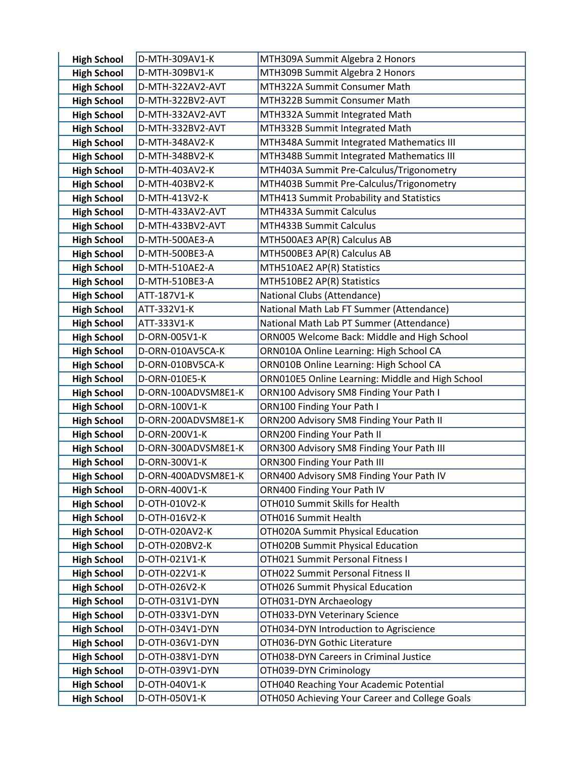| High School | D-MTH-309AV1-K | MTH309A Summit Algebra 2 Honors |
|---|---|---|
| High School | D-MTH-309BV1-K | MTH309B Summit Algebra 2 Honors |
| High School | D-MTH-322AV2-AVT | MTH322A Summit Consumer Math |
| High School | D-MTH-322BV2-AVT | MTH322B Summit Consumer Math |
| High School | D-MTH-332AV2-AVT | MTH332A Summit Integrated Math |
| High School | D-MTH-332BV2-AVT | MTH332B Summit Integrated Math |
| High School | D-MTH-348AV2-K | MTH348A Summit Integrated Mathematics III |
| High School | D-MTH-348BV2-K | MTH348B Summit Integrated Mathematics III |
| High School | D-MTH-403AV2-K | MTH403A Summit Pre-Calculus/Trigonometry |
| High School | D-MTH-403BV2-K | MTH403B Summit Pre-Calculus/Trigonometry |
| High School | D-MTH-413V2-K | MTH413 Summit Probability and Statistics |
| High School | D-MTH-433AV2-AVT | MTH433A Summit Calculus |
| High School | D-MTH-433BV2-AVT | MTH433B Summit Calculus |
| High School | D-MTH-500AE3-A | MTH500AE3 AP(R) Calculus AB |
| High School | D-MTH-500BE3-A | MTH500BE3 AP(R) Calculus AB |
| High School | D-MTH-510AE2-A | MTH510AE2 AP(R) Statistics |
| High School | D-MTH-510BE3-A | MTH510BE2 AP(R) Statistics |
| High School | ATT-187V1-K | National Clubs (Attendance) |
| High School | ATT-332V1-K | National Math Lab FT Summer (Attendance) |
| High School | ATT-333V1-K | National Math Lab PT Summer (Attendance) |
| High School | D-ORN-005V1-K | ORN005 Welcome Back: Middle and High School |
| High School | D-ORN-010AV5CA-K | ORN010A Online Learning: High School CA |
| High School | D-ORN-010BV5CA-K | ORN010B Online Learning: High School CA |
| High School | D-ORN-010E5-K | ORN010E5 Online Learning: Middle and High School |
| High School | D-ORN-100ADVSM8E1-K | ORN100 Advisory SM8 Finding Your Path I |
| High School | D-ORN-100V1-K | ORN100 Finding Your Path I |
| High School | D-ORN-200ADVSM8E1-K | ORN200 Advisory SM8 Finding Your Path II |
| High School | D-ORN-200V1-K | ORN200 Finding Your Path II |
| High School | D-ORN-300ADVSM8E1-K | ORN300 Advisory SM8 Finding Your Path III |
| High School | D-ORN-300V1-K | ORN300 Finding Your Path III |
| High School | D-ORN-400ADVSM8E1-K | ORN400 Advisory SM8 Finding Your Path IV |
| High School | D-ORN-400V1-K | ORN400 Finding Your Path IV |
| High School | D-OTH-010V2-K | OTH010 Summit Skills for Health |
| High School | D-OTH-016V2-K | OTH016 Summit Health |
| High School | D-OTH-020AV2-K | OTH020A Summit Physical Education |
| High School | D-OTH-020BV2-K | OTH020B Summit Physical Education |
| High School | D-OTH-021V1-K | OTH021 Summit Personal Fitness I |
| High School | D-OTH-022V1-K | OTH022 Summit Personal Fitness II |
| High School | D-OTH-026V2-K | OTH026 Summit Physical Education |
| High School | D-OTH-031V1-DYN | OTH031-DYN Archaeology |
| High School | D-OTH-033V1-DYN | OTH033-DYN Veterinary Science |
| High School | D-OTH-034V1-DYN | OTH034-DYN Introduction to Agriscience |
| High School | D-OTH-036V1-DYN | OTH036-DYN Gothic Literature |
| High School | D-OTH-038V1-DYN | OTH038-DYN Careers in Criminal Justice |
| High School | D-OTH-039V1-DYN | OTH039-DYN Criminology |
| High School | D-OTH-040V1-K | OTH040 Reaching Your Academic Potential |
| High School | D-OTH-050V1-K | OTH050 Achieving Your Career and College Goals |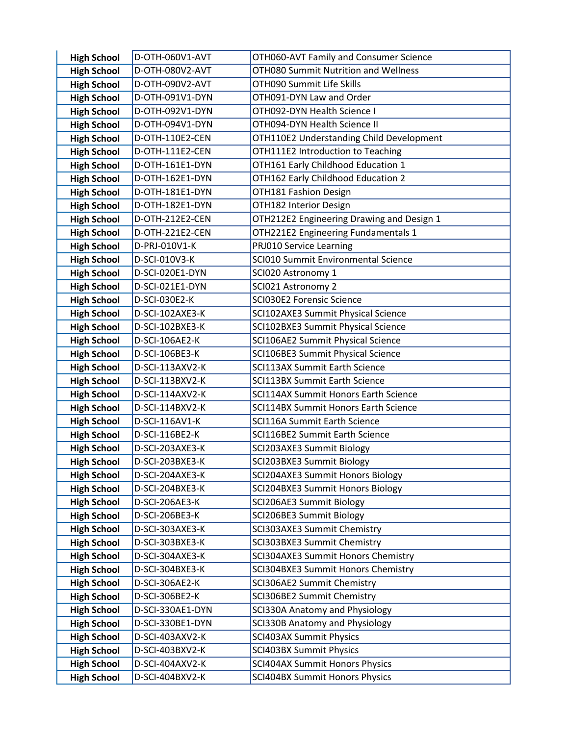| | | |
|---|---|---|
| **High School** | D-OTH-060V1-AVT | OTH060-AVT Family and Consumer Science |
| **High School** | D-OTH-080V2-AVT | OTH080 Summit Nutrition and Wellness |
| **High School** | D-OTH-090V2-AVT | OTH090 Summit Life Skills |
| **High School** | D-OTH-091V1-DYN | OTH091-DYN Law and Order |
| **High School** | D-OTH-092V1-DYN | OTH092-DYN Health Science I |
| **High School** | D-OTH-094V1-DYN | OTH094-DYN Health Science II |
| **High School** | D-OTH-110E2-CEN | OTH110E2 Understanding Child Development |
| **High School** | D-OTH-111E2-CEN | OTH111E2 Introduction to Teaching |
| **High School** | D-OTH-161E1-DYN | OTH161 Early Childhood Education 1 |
| **High School** | D-OTH-162E1-DYN | OTH162 Early Childhood Education 2 |
| **High School** | D-OTH-181E1-DYN | OTH181 Fashion Design |
| **High School** | D-OTH-182E1-DYN | OTH182 Interior Design |
| **High School** | D-OTH-212E2-CEN | OTH212E2 Engineering Drawing and Design 1 |
| **High School** | D-OTH-221E2-CEN | OTH221E2 Engineering Fundamentals 1 |
| **High School** | D-PRJ-010V1-K | PRJ010 Service Learning |
| **High School** | D-SCI-010V3-K | SCI010 Summit Environmental Science |
| **High School** | D-SCI-020E1-DYN | SCI020 Astronomy 1 |
| **High School** | D-SCI-021E1-DYN | SCI021 Astronomy 2 |
| **High School** | D-SCI-030E2-K | SCI030E2 Forensic Science |
| **High School** | D-SCI-102AXE3-K | SCI102AXE3 Summit Physical Science |
| **High School** | D-SCI-102BXE3-K | SCI102BXE3 Summit Physical Science |
| **High School** | D-SCI-106AE2-K | SCI106AE2 Summit Physical Science |
| **High School** | D-SCI-106BE3-K | SCI106BE3 Summit Physical Science |
| **High School** | D-SCI-113AXV2-K | SCI113AX Summit Earth Science |
| **High School** | D-SCI-113BXV2-K | SCI113BX Summit Earth Science |
| **High School** | D-SCI-114AXV2-K | SCI114AX Summit Honors Earth Science |
| **High School** | D-SCI-114BXV2-K | SCI114BX Summit Honors Earth Science |
| **High School** | D-SCI-116AV1-K | SCI116A Summit Earth Science |
| **High School** | D-SCI-116BE2-K | SCI116BE2 Summit Earth Science |
| **High School** | D-SCI-203AXE3-K | SCI203AXE3 Summit Biology |
| **High School** | D-SCI-203BXE3-K | SCI203BXE3 Summit Biology |
| **High School** | D-SCI-204AXE3-K | SCI204AXE3 Summit Honors Biology |
| **High School** | D-SCI-204BXE3-K | SCI204BXE3 Summit Honors Biology |
| **High School** | D-SCI-206AE3-K | SCI206AE3 Summit Biology |
| **High School** | D-SCI-206BE3-K | SCI206BE3 Summit Biology |
| **High School** | D-SCI-303AXE3-K | SCI303AXE3 Summit Chemistry |
| **High School** | D-SCI-303BXE3-K | SCI303BXE3 Summit Chemistry |
| **High School** | D-SCI-304AXE3-K | SCI304AXE3 Summit Honors Chemistry |
| **High School** | D-SCI-304BXE3-K | SCI304BXE3 Summit Honors Chemistry |
| **High School** | D-SCI-306AE2-K | SCI306AE2 Summit Chemistry |
| **High School** | D-SCI-306BE2-K | SCI306BE2 Summit Chemistry |
| **High School** | D-SCI-330AE1-DYN | SCI330A Anatomy and Physiology |
| **High School** | D-SCI-330BE1-DYN | SCI330B Anatomy and Physiology |
| **High School** | D-SCI-403AXV2-K | SCI403AX Summit Physics |
| **High School** | D-SCI-403BXV2-K | SCI403BX Summit Physics |
| **High School** | D-SCI-404AXV2-K | SCI404AX Summit Honors Physics |
| **High School** | D-SCI-404BXV2-K | SCI404BX Summit Honors Physics |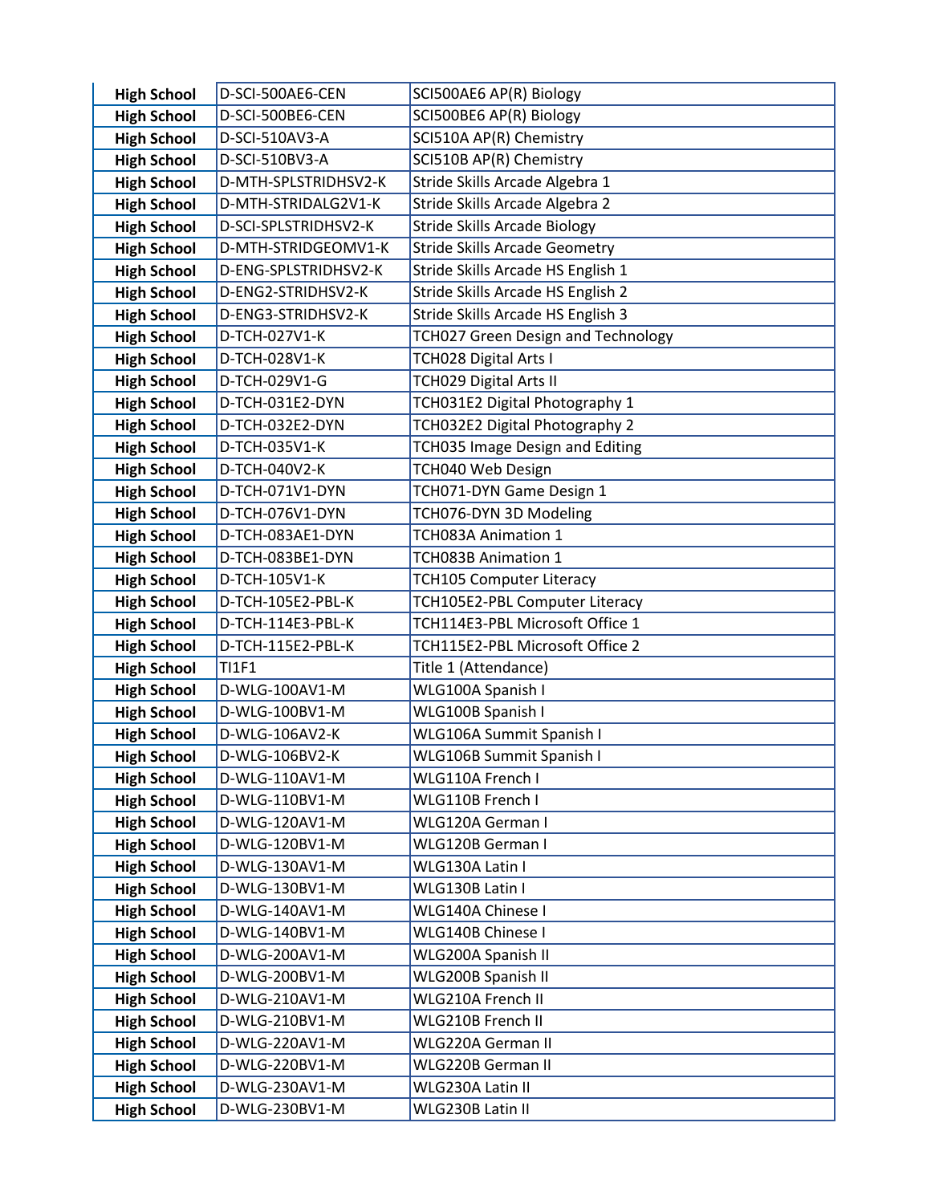| | | |
|---|---|---|
| **High School** | D-SCI-500AE6-CEN | SCI500AE6 AP(R) Biology |
| **High School** | D-SCI-500BE6-CEN | SCI500BE6 AP(R) Biology |
| **High School** | D-SCI-510AV3-A | SCI510A AP(R) Chemistry |
| **High School** | D-SCI-510BV3-A | SCI510B AP(R) Chemistry |
| **High School** | D-MTH-SPLSTRIDHSV2-K | Stride Skills Arcade Algebra 1 |
| **High School** | D-MTH-STRIDALG2V1-K | Stride Skills Arcade Algebra 2 |
| **High School** | D-SCI-SPLSTRIDHSV2-K | Stride Skills Arcade Biology |
| **High School** | D-MTH-STRIDGEOMV1-K | Stride Skills Arcade Geometry |
| **High School** | D-ENG-SPLSTRIDHSV2-K | Stride Skills Arcade HS English 1 |
| **High School** | D-ENG2-STRIDHSV2-K | Stride Skills Arcade HS English 2 |
| **High School** | D-ENG3-STRIDHSV2-K | Stride Skills Arcade HS English 3 |
| **High School** | D-TCH-027V1-K | TCH027 Green Design and Technology |
| **High School** | D-TCH-028V1-K | TCH028 Digital Arts I |
| **High School** | D-TCH-029V1-G | TCH029 Digital Arts II |
| **High School** | D-TCH-031E2-DYN | TCH031E2 Digital Photography 1 |
| **High School** | D-TCH-032E2-DYN | TCH032E2 Digital Photography 2 |
| **High School** | D-TCH-035V1-K | TCH035 Image Design and Editing |
| **High School** | D-TCH-040V2-K | TCH040 Web Design |
| **High School** | D-TCH-071V1-DYN | TCH071-DYN Game Design 1 |
| **High School** | D-TCH-076V1-DYN | TCH076-DYN 3D Modeling |
| **High School** | D-TCH-083AE1-DYN | TCH083A Animation 1 |
| **High School** | D-TCH-083BE1-DYN | TCH083B Animation 1 |
| **High School** | D-TCH-105V1-K | TCH105 Computer Literacy |
| **High School** | D-TCH-105E2-PBL-K | TCH105E2-PBL Computer Literacy |
| **High School** | D-TCH-114E3-PBL-K | TCH114E3-PBL Microsoft Office 1 |
| **High School** | D-TCH-115E2-PBL-K | TCH115E2-PBL Microsoft Office 2 |
| **High School** | TI1F1 | Title 1 (Attendance) |
| **High School** | D-WLG-100AV1-M | WLG100A Spanish I |
| **High School** | D-WLG-100BV1-M | WLG100B Spanish I |
| **High School** | D-WLG-106AV2-K | WLG106A Summit Spanish I |
| **High School** | D-WLG-106BV2-K | WLG106B Summit Spanish I |
| **High School** | D-WLG-110AV1-M | WLG110A French I |
| **High School** | D-WLG-110BV1-M | WLG110B French I |
| **High School** | D-WLG-120AV1-M | WLG120A German I |
| **High School** | D-WLG-120BV1-M | WLG120B German I |
| **High School** | D-WLG-130AV1-M | WLG130A Latin I |
| **High School** | D-WLG-130BV1-M | WLG130B Latin I |
| **High School** | D-WLG-140AV1-M | WLG140A Chinese I |
| **High School** | D-WLG-140BV1-M | WLG140B Chinese I |
| **High School** | D-WLG-200AV1-M | WLG200A Spanish II |
| **High School** | D-WLG-200BV1-M | WLG200B Spanish II |
| **High School** | D-WLG-210AV1-M | WLG210A French II |
| **High School** | D-WLG-210BV1-M | WLG210B French II |
| **High School** | D-WLG-220AV1-M | WLG220A German II |
| **High School** | D-WLG-220BV1-M | WLG220B German II |
| **High School** | D-WLG-230AV1-M | WLG230A Latin II |
| **High School** | D-WLG-230BV1-M | WLG230B Latin II |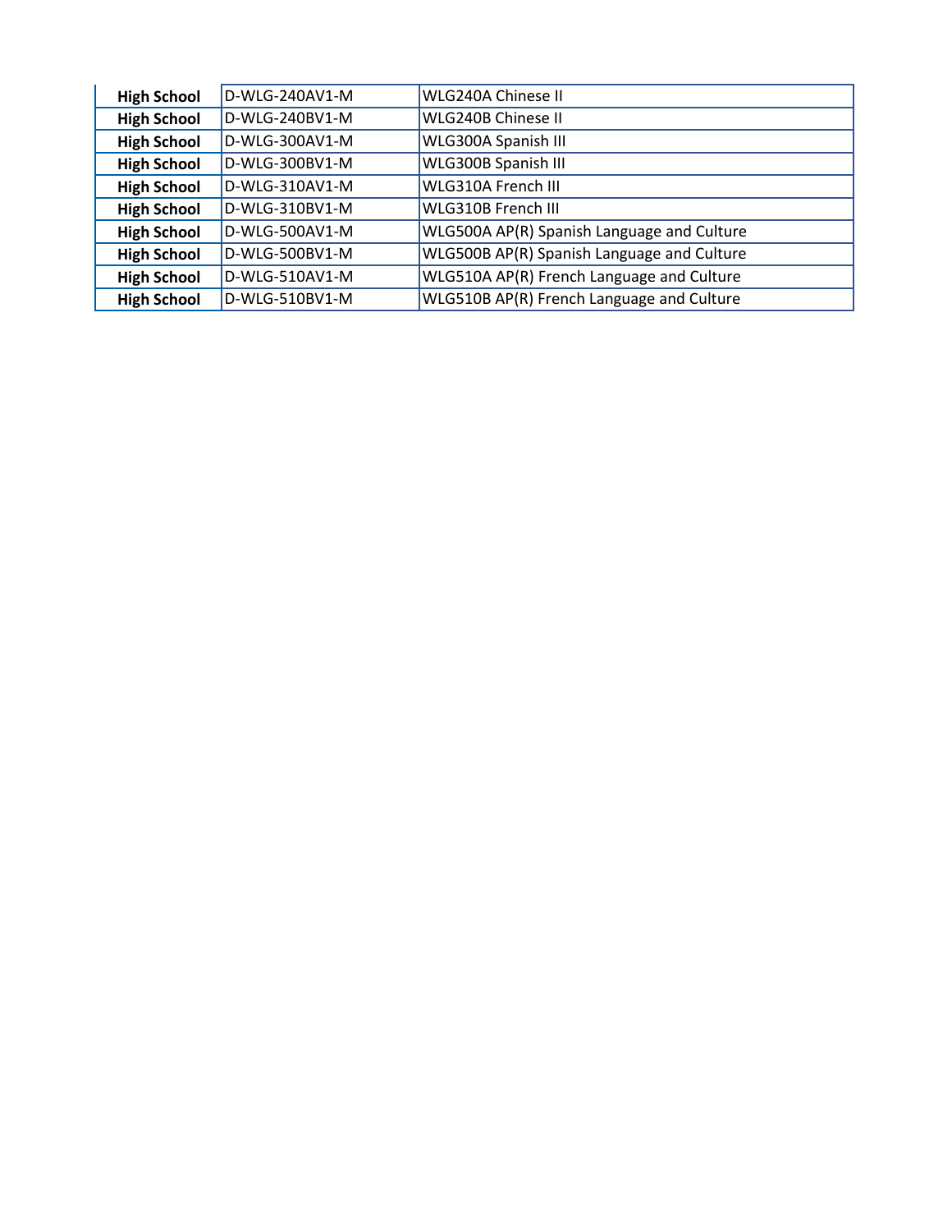| | | |
|---|---|---|
| **High School** | D-WLG-240AV1-M | WLG240A Chinese II |
| **High School** | D-WLG-240BV1-M | WLG240B Chinese II |
| **High School** | D-WLG-300AV1-M | WLG300A Spanish III |
| **High School** | D-WLG-300BV1-M | WLG300B Spanish III |
| **High School** | D-WLG-310AV1-M | WLG310A French III |
| **High School** | D-WLG-310BV1-M | WLG310B French III |
| **High School** | D-WLG-500AV1-M | WLG500A AP(R) Spanish Language and Culture |
| **High School** | D-WLG-500BV1-M | WLG500B AP(R) Spanish Language and Culture |
| **High School** | D-WLG-510AV1-M | WLG510A AP(R) French Language and Culture |
| **High School** | D-WLG-510BV1-M | WLG510B AP(R) French Language and Culture |